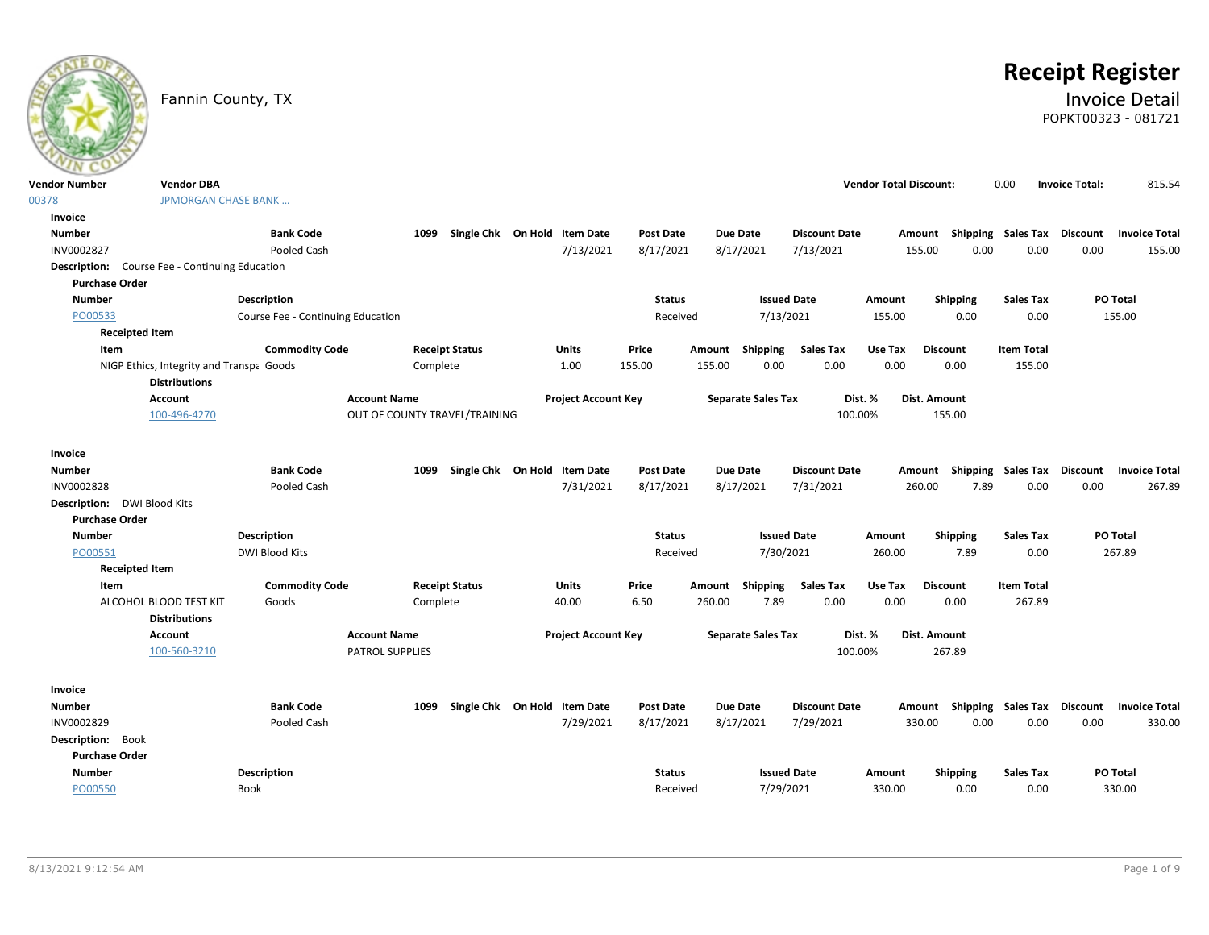# Receipt Register

Fannin County, TX

## Invoice Detail

POPKT00323 - 081721

| Vendor Number | Vendor DBA | Vendor Total Discount: | 0.00 | Invoice Total: | 815.54 |
|---|---|---|---|---|---|
| 00378 | JPMORGAN CHASE BANK ... | | | | |

### Invoice

| Number | Bank Code | 1099 | Single Chk | On Hold | Item Date | Post Date | Due Date | Discount Date | Amount | Shipping | Sales Tax | Discount | Invoice Total |
|---|---|---|---|---|---|---|---|---|---|---|---|---|---|
| INV0002827 | Pooled Cash | | | | 7/13/2021 | 8/17/2021 | 8/17/2021 | 7/13/2021 | 155.00 | 0.00 | 0.00 | 0.00 | 155.00 |

**Description:** Course Fee - Continuing Education

**Purchase Order**

| Number | Description | Status | Issued Date | Amount | Shipping | Sales Tax | PO Total |
|---|---|---|---|---|---|---|---|
| PO00533 | Course Fee - Continuing Education | Received | 7/13/2021 | 155.00 | 0.00 | 0.00 | 155.00 |

**Receipted Item**

| Item | Commodity Code | Receipt Status | Units | Price | Amount | Shipping | Sales Tax | Use Tax | Discount | Item Total |
|---|---|---|---|---|---|---|---|---|---|---|
| NIGP Ethics, Integrity and Transpa | Goods | Complete | 1.00 | 155.00 | 155.00 | 0.00 | 0.00 | 0.00 | 0.00 | 155.00 |

**Distributions**

| Account | Account Name | Project Account Key | Separate Sales Tax | Dist. % | Dist. Amount |
|---|---|---|---|---|---|
| 100-496-4270 | OUT OF COUNTY TRAVEL/TRAINING | | | 100.00% | 155.00 |

### Invoice

| Number | Bank Code | 1099 | Single Chk | On Hold | Item Date | Post Date | Due Date | Discount Date | Amount | Shipping | Sales Tax | Discount | Invoice Total |
|---|---|---|---|---|---|---|---|---|---|---|---|---|---|
| INV0002828 | Pooled Cash | | | | 7/31/2021 | 8/17/2021 | 8/17/2021 | 7/31/2021 | 260.00 | 7.89 | 0.00 | 0.00 | 267.89 |

**Description:** DWI Blood Kits

**Purchase Order**

| Number | Description | Status | Issued Date | Amount | Shipping | Sales Tax | PO Total |
|---|---|---|---|---|---|---|---|
| PO00551 | DWI Blood Kits | Received | 7/30/2021 | 260.00 | 7.89 | 0.00 | 267.89 |

**Receipted Item**

| Item | Commodity Code | Receipt Status | Units | Price | Amount | Shipping | Sales Tax | Use Tax | Discount | Item Total |
|---|---|---|---|---|---|---|---|---|---|---|
| ALCOHOL BLOOD TEST KIT | Goods | Complete | 40.00 | 6.50 | 260.00 | 7.89 | 0.00 | 0.00 | 0.00 | 267.89 |

**Distributions**

| Account | Account Name | Project Account Key | Separate Sales Tax | Dist. % | Dist. Amount |
|---|---|---|---|---|---|
| 100-560-3210 | PATROL SUPPLIES | | | 100.00% | 267.89 |

### Invoice

| Number | Bank Code | 1099 | Single Chk | On Hold | Item Date | Post Date | Due Date | Discount Date | Amount | Shipping | Sales Tax | Discount | Invoice Total |
|---|---|---|---|---|---|---|---|---|---|---|---|---|---|
| INV0002829 | Pooled Cash | | | | 7/29/2021 | 8/17/2021 | 8/17/2021 | 7/29/2021 | 330.00 | 0.00 | 0.00 | 0.00 | 330.00 |

**Description:** Book

**Purchase Order**

| Number | Description | Status | Issued Date | Amount | Shipping | Sales Tax | PO Total |
|---|---|---|---|---|---|---|---|
| PO00550 | Book | Received | 7/29/2021 | 330.00 | 0.00 | 0.00 | 330.00 |

8/13/2021 9:12:54 AM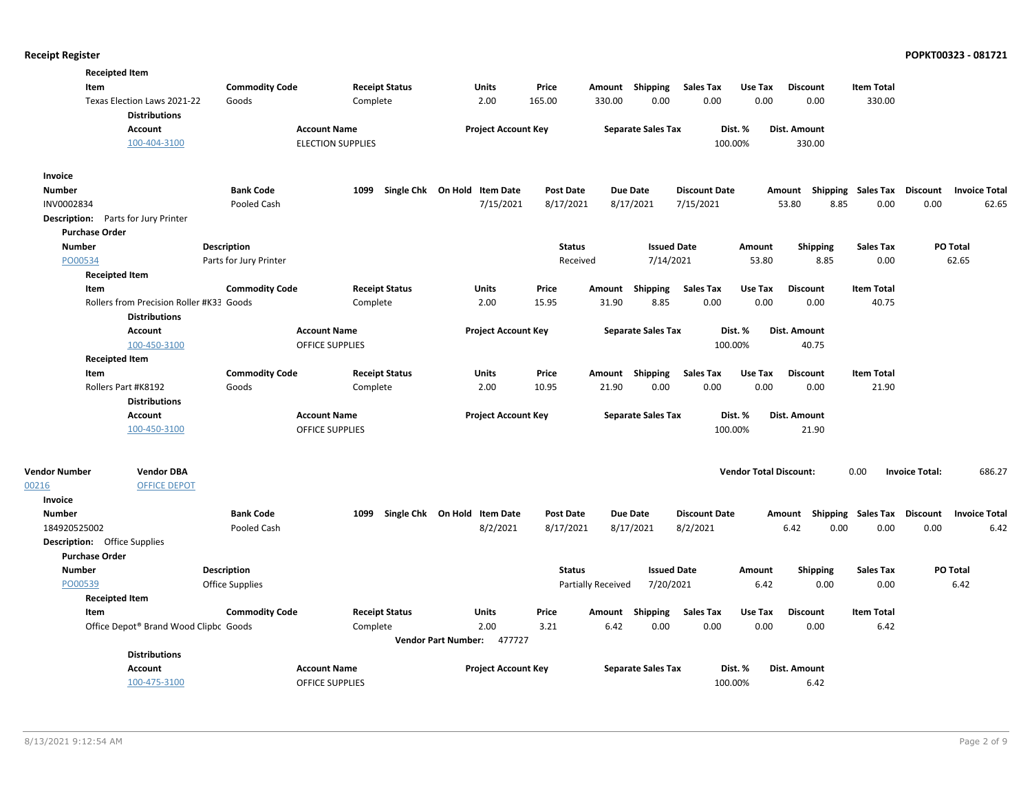**Receipted Item**

| Item | Commodity Code | Receipt Status | Units | Price | Amount | Shipping | Sales Tax | Use Tax | Discount | Item Total |
|---|---|---|---|---|---|---|---|---|---|---|
| Texas Election Laws 2021-22 | Goods | Complete | 2.00 | 165.00 | 330.00 | 0.00 | 0.00 | 0.00 | 0.00 | 330.00 |

**Distributions**

| Account | Account Name | Project Account Key | Separate Sales Tax | Dist. % | Dist. Amount |
|---|---|---|---|---|---|
| 100-404-3100 | ELECTION SUPPLIES | | | 100.00% | 330.00 |

**Invoice**

| Number | Bank Code | 1099 | Single Chk | On Hold | Item Date | Post Date | Due Date | Discount Date | Amount | Shipping | Sales Tax | Discount | Invoice Total |
|---|---|---|---|---|---|---|---|---|---|---|---|---|---|
| INV0002834 | Pooled Cash | | | | 7/15/2021 | 8/17/2021 | 8/17/2021 | 7/15/2021 | 53.80 | 8.85 | 0.00 | 0.00 | 62.65 |

**Description:** Parts for Jury Printer

**Purchase Order**

| Number | Description | Status | Issued Date | Amount | Shipping | Sales Tax | PO Total |
|---|---|---|---|---|---|---|---|
| PO00534 | Parts for Jury Printer | Received | 7/14/2021 | 53.80 | 8.85 | 0.00 | 62.65 |

**Receipted Item**

| Item | Commodity Code | Receipt Status | Units | Price | Amount | Shipping | Sales Tax | Use Tax | Discount | Item Total |
|---|---|---|---|---|---|---|---|---|---|---|
| Rollers from Precision Roller #K33 | Goods | Complete | 2.00 | 15.95 | 31.90 | 8.85 | 0.00 | 0.00 | 0.00 | 40.75 |

**Distributions**

| Account | Account Name | Project Account Key | Separate Sales Tax | Dist. % | Dist. Amount |
|---|---|---|---|---|---|
| 100-450-3100 | OFFICE SUPPLIES | | | 100.00% | 40.75 |

**Receipted Item**

| Item | Commodity Code | Receipt Status | Units | Price | Amount | Shipping | Sales Tax | Use Tax | Discount | Item Total |
|---|---|---|---|---|---|---|---|---|---|---|
| Rollers Part #K8192 | Goods | Complete | 2.00 | 10.95 | 21.90 | 0.00 | 0.00 | 0.00 | 0.00 | 21.90 |

**Distributions**

| Account | Account Name | Project Account Key | Separate Sales Tax | Dist. % | Dist. Amount |
|---|---|---|---|---|---|
| 100-450-3100 | OFFICE SUPPLIES | | | 100.00% | 21.90 |

**Vendor Total Discount:** 0.00 **Invoice Total:** 686.27

| Vendor Number | Vendor DBA |
|---|---|
| 00216 | OFFICE DEPOT |

**Invoice**

| Number | Bank Code | 1099 | Single Chk | On Hold | Item Date | Post Date | Due Date | Discount Date | Amount | Shipping | Sales Tax | Discount | Invoice Total |
|---|---|---|---|---|---|---|---|---|---|---|---|---|---|
| 184920525002 | Pooled Cash | | | | 8/2/2021 | 8/17/2021 | 8/17/2021 | 8/2/2021 | 6.42 | 0.00 | 0.00 | 0.00 | 6.42 |

**Description:** Office Supplies

**Purchase Order**

| Number | Description | Status | Issued Date | Amount | Shipping | Sales Tax | PO Total |
|---|---|---|---|---|---|---|---|
| PO00539 | Office Supplies | Partially Received | 7/20/2021 | 6.42 | 0.00 | 0.00 | 6.42 |

**Receipted Item**

| Item | Commodity Code | Receipt Status | Units | Price | Amount | Shipping | Sales Tax | Use Tax | Discount | Item Total |
|---|---|---|---|---|---|---|---|---|---|---|
| Office Depot® Brand Wood Clipbc | Goods | Complete | 2.00 | 3.21 | 6.42 | 0.00 | 0.00 | 0.00 | 0.00 | 6.42 |

**Vendor Part Number:** 477727

**Distributions**

| Account | Account Name | Project Account Key | Separate Sales Tax | Dist. % | Dist. Amount |
|---|---|---|---|---|---|
| 100-475-3100 | OFFICE SUPPLIES | | | 100.00% | 6.42 |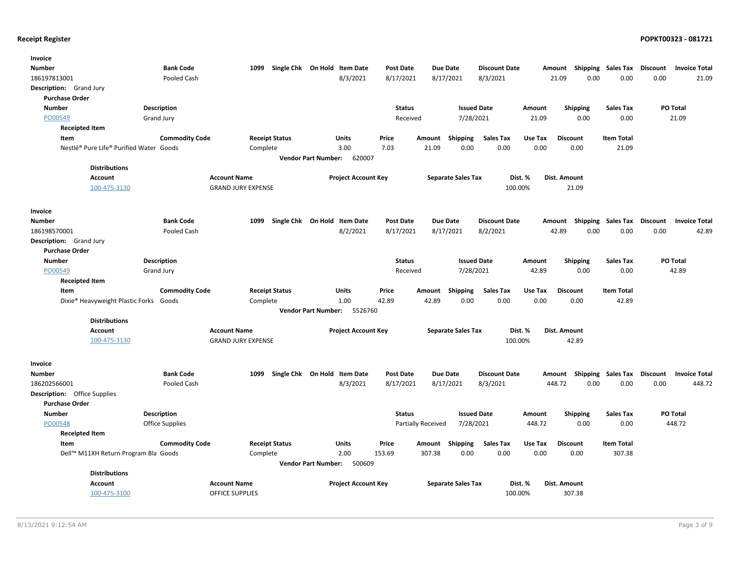### Invoice

| Number | Bank Code | 1099 | Single Chk | On Hold | Item Date | Post Date | Due Date | Discount Date | Amount | Shipping | Sales Tax | Discount | Invoice Total |
|---|---|---|---|---|---|---|---|---|---|---|---|---|---|
| 186197813001 | Pooled Cash | | | | 8/3/2021 | 8/17/2021 | 8/17/2021 | 8/3/2021 | 21.09 | 0.00 | 0.00 | 0.00 | 21.09 |

**Description:** Grand Jury

**Purchase Order**

| Number | Description | Status | Issued Date | Amount | Shipping | Sales Tax | PO Total |
|---|---|---|---|---|---|---|---|
| PO00549 | Grand Jury | Received | 7/28/2021 | 21.09 | 0.00 | 0.00 | 21.09 |

**Receipted Item**

| Item | Commodity Code | Receipt Status | Units | Price | Amount | Shipping | Sales Tax | Use Tax | Discount | Item Total |
|---|---|---|---|---|---|---|---|---|---|---|
| Nestlé® Pure Life® Purified Water | Goods | Complete | 3.00 | 7.03 | 21.09 | 0.00 | 0.00 | 0.00 | 0.00 | 21.09 |

**Vendor Part Number:** 620007

**Distributions**

| Account | Account Name | Project Account Key | Separate Sales Tax | Dist. % | Dist. Amount |
|---|---|---|---|---|---|
| 100-475-3130 | GRAND JURY EXPENSE | | | 100.00% | 21.09 |

### Invoice

| Number | Bank Code | 1099 | Single Chk | On Hold | Item Date | Post Date | Due Date | Discount Date | Amount | Shipping | Sales Tax | Discount | Invoice Total |
|---|---|---|---|---|---|---|---|---|---|---|---|---|---|
| 186198570001 | Pooled Cash | | | | 8/2/2021 | 8/17/2021 | 8/17/2021 | 8/2/2021 | 42.89 | 0.00 | 0.00 | 0.00 | 42.89 |

**Description:** Grand Jury

**Purchase Order**

| Number | Description | Status | Issued Date | Amount | Shipping | Sales Tax | PO Total |
|---|---|---|---|---|---|---|---|
| PO00549 | Grand Jury | Received | 7/28/2021 | 42.89 | 0.00 | 0.00 | 42.89 |

**Receipted Item**

| Item | Commodity Code | Receipt Status | Units | Price | Amount | Shipping | Sales Tax | Use Tax | Discount | Item Total |
|---|---|---|---|---|---|---|---|---|---|---|
| Dixie® Heavyweight Plastic Forks | Goods | Complete | 1.00 | 42.89 | 42.89 | 0.00 | 0.00 | 0.00 | 0.00 | 42.89 |

**Vendor Part Number:** 5526760

**Distributions**

| Account | Account Name | Project Account Key | Separate Sales Tax | Dist. % | Dist. Amount |
|---|---|---|---|---|---|
| 100-475-3130 | GRAND JURY EXPENSE | | | 100.00% | 42.89 |

### Invoice

| Number | Bank Code | 1099 | Single Chk | On Hold | Item Date | Post Date | Due Date | Discount Date | Amount | Shipping | Sales Tax | Discount | Invoice Total |
|---|---|---|---|---|---|---|---|---|---|---|---|---|---|
| 186202566001 | Pooled Cash | | | | 8/3/2021 | 8/17/2021 | 8/17/2021 | 8/3/2021 | 448.72 | 0.00 | 0.00 | 0.00 | 448.72 |

**Description:** Office Supplies

**Purchase Order**

| Number | Description | Status | Issued Date | Amount | Shipping | Sales Tax | PO Total |
|---|---|---|---|---|---|---|---|
| PO00548 | Office Supplies | Partially Received | 7/28/2021 | 448.72 | 0.00 | 0.00 | 448.72 |

**Receipted Item**

| Item | Commodity Code | Receipt Status | Units | Price | Amount | Shipping | Sales Tax | Use Tax | Discount | Item Total |
|---|---|---|---|---|---|---|---|---|---|---|
| Dell™ M11XH Return Program Bla | Goods | Complete | 2.00 | 153.69 | 307.38 | 0.00 | 0.00 | 0.00 | 0.00 | 307.38 |

**Vendor Part Number:** 500609

**Distributions**

| Account | Account Name | Project Account Key | Separate Sales Tax | Dist. % | Dist. Amount |
|---|---|---|---|---|---|
| 100-475-3100 | OFFICE SUPPLIES | | | 100.00% | 307.38 |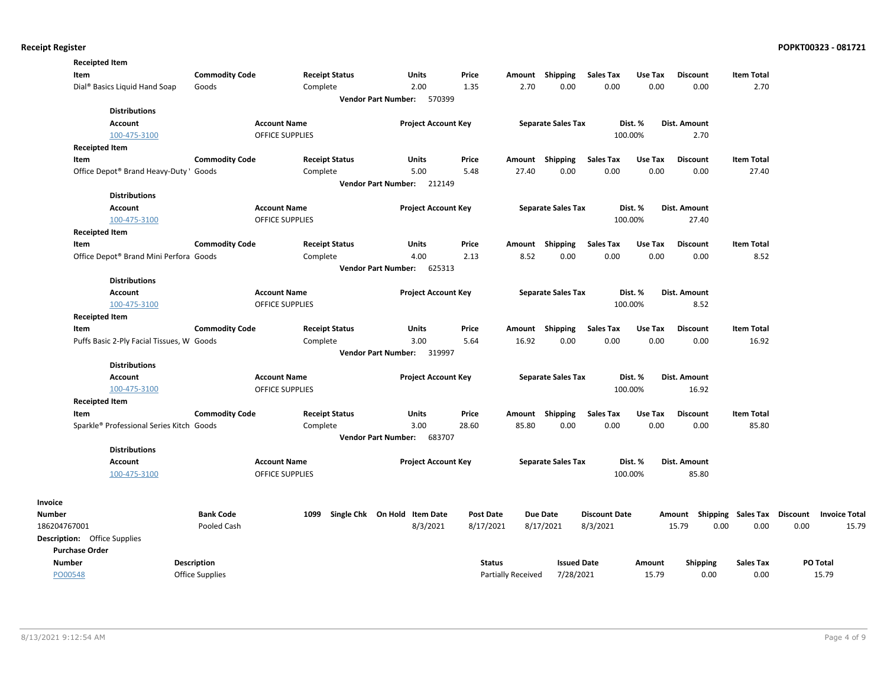**Receipt Register** POPKT00323 - 081721

**Receipted Item**

| Item | Commodity Code | Receipt Status | Units | Price | Amount | Shipping | Sales Tax | Use Tax | Discount | Item Total |
|---|---|---|---|---|---|---|---|---|---|---|
| Dial® Basics Liquid Hand Soap | Goods | Complete | 2.00 | 1.35 | 2.70 | 0.00 | 0.00 | 0.00 | 0.00 | 2.70 |

**Vendor Part Number:** 570399

**Distributions**

| Account | Account Name | Project Account Key | Separate Sales Tax | Dist. % | Dist. Amount |
|---|---|---|---|---|---|
| 100-475-3100 | OFFICE SUPPLIES | | | 100.00% | 2.70 |

**Receipted Item**

| Item | Commodity Code | Receipt Status | Units | Price | Amount | Shipping | Sales Tax | Use Tax | Discount | Item Total |
|---|---|---|---|---|---|---|---|---|---|---|
| Office Depot® Brand Heavy-Duty ' | Goods | Complete | 5.00 | 5.48 | 27.40 | 0.00 | 0.00 | 0.00 | 0.00 | 27.40 |

**Vendor Part Number:** 212149

**Distributions**

| Account | Account Name | Project Account Key | Separate Sales Tax | Dist. % | Dist. Amount |
|---|---|---|---|---|---|
| 100-475-3100 | OFFICE SUPPLIES | | | 100.00% | 27.40 |

**Receipted Item**

| Item | Commodity Code | Receipt Status | Units | Price | Amount | Shipping | Sales Tax | Use Tax | Discount | Item Total |
|---|---|---|---|---|---|---|---|---|---|---|
| Office Depot® Brand Mini Perfora | Goods | Complete | 4.00 | 2.13 | 8.52 | 0.00 | 0.00 | 0.00 | 0.00 | 8.52 |

**Vendor Part Number:** 625313

**Distributions**

| Account | Account Name | Project Account Key | Separate Sales Tax | Dist. % | Dist. Amount |
|---|---|---|---|---|---|
| 100-475-3100 | OFFICE SUPPLIES | | | 100.00% | 8.52 |

**Receipted Item**

| Item | Commodity Code | Receipt Status | Units | Price | Amount | Shipping | Sales Tax | Use Tax | Discount | Item Total |
|---|---|---|---|---|---|---|---|---|---|---|
| Puffs Basic 2-Ply Facial Tissues, W | Goods | Complete | 3.00 | 5.64 | 16.92 | 0.00 | 0.00 | 0.00 | 0.00 | 16.92 |

**Vendor Part Number:** 319997

**Distributions**

| Account | Account Name | Project Account Key | Separate Sales Tax | Dist. % | Dist. Amount |
|---|---|---|---|---|---|
| 100-475-3100 | OFFICE SUPPLIES | | | 100.00% | 16.92 |

**Receipted Item**

| Item | Commodity Code | Receipt Status | Units | Price | Amount | Shipping | Sales Tax | Use Tax | Discount | Item Total |
|---|---|---|---|---|---|---|---|---|---|---|
| Sparkle® Professional Series Kitch | Goods | Complete | 3.00 | 28.60 | 85.80 | 0.00 | 0.00 | 0.00 | 0.00 | 85.80 |

**Vendor Part Number:** 683707

**Distributions**

| Account | Account Name | Project Account Key | Separate Sales Tax | Dist. % | Dist. Amount |
|---|---|---|---|---|---|
| 100-475-3100 | OFFICE SUPPLIES | | | 100.00% | 85.80 |

**Invoice**

| Number | Bank Code | 1099 | Single Chk | On Hold | Item Date | Post Date | Due Date | Discount Date | Amount | Shipping | Sales Tax | Discount | Invoice Total |
|---|---|---|---|---|---|---|---|---|---|---|---|---|---|
| 186204767001 | Pooled Cash | | | | 8/3/2021 | 8/17/2021 | 8/17/2021 | 8/3/2021 | 15.79 | 0.00 | 0.00 | 0.00 | 15.79 |

**Description:** Office Supplies

**Purchase Order**

| Number | Description | Status | Issued Date | Amount | Shipping | Sales Tax | PO Total |
|---|---|---|---|---|---|---|---|
| PO00548 | Office Supplies | Partially Received | 7/28/2021 | 15.79 | 0.00 | 0.00 | 15.79 |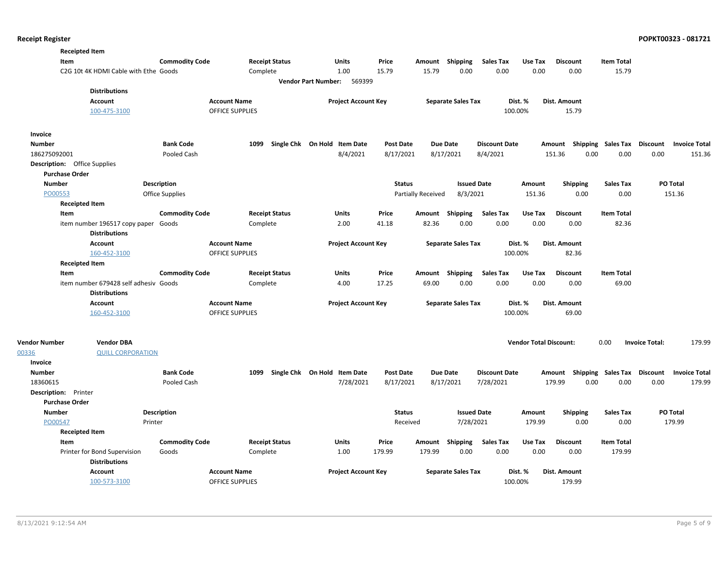**Receipted Item**

| Item | Commodity Code | Receipt Status | Units | Price | Amount | Shipping | Sales Tax | Use Tax | Discount | Item Total |
|---|---|---|---|---|---|---|---|---|---|---|
| C2G 10t 4K HDMI Cable with Ethe | Goods | Complete | 1.00 | 15.79 | 15.79 | 0.00 | 0.00 | 0.00 | 0.00 | 15.79 |

**Vendor Part Number:** 569399

**Distributions**

| Account | Account Name | Project Account Key | Separate Sales Tax | Dist. % | Dist. Amount |
|---|---|---|---|---|---|
| 100-475-3100 | OFFICE SUPPLIES | | | 100.00% | 15.79 |

**Invoice**

| Number | Bank Code | 1099 | Single Chk | On Hold | Item Date | Post Date | Due Date | Discount Date | Amount | Shipping | Sales Tax | Discount | Invoice Total |
|---|---|---|---|---|---|---|---|---|---|---|---|---|---|
| 186275092001 | Pooled Cash | | | | 8/4/2021 | 8/17/2021 | 8/17/2021 | 8/4/2021 | 151.36 | 0.00 | 0.00 | 0.00 | 151.36 |

**Description:** Office Supplies

**Purchase Order**

| Number | Description | Status | Issued Date | Amount | Shipping | Sales Tax | PO Total |
|---|---|---|---|---|---|---|---|
| PO00553 | Office Supplies | Partially Received | 8/3/2021 | 151.36 | 0.00 | 0.00 | 151.36 |

**Receipted Item**

| Item | Commodity Code | Receipt Status | Units | Price | Amount | Shipping | Sales Tax | Use Tax | Discount | Item Total |
|---|---|---|---|---|---|---|---|---|---|---|
| item number 196517 copy paper | Goods | Complete | 2.00 | 41.18 | 82.36 | 0.00 | 0.00 | 0.00 | 0.00 | 82.36 |

**Distributions**

| Account | Account Name | Project Account Key | Separate Sales Tax | Dist. % | Dist. Amount |
|---|---|---|---|---|---|
| 160-452-3100 | OFFICE SUPPLIES | | | 100.00% | 82.36 |

**Receipted Item**

| Item | Commodity Code | Receipt Status | Units | Price | Amount | Shipping | Sales Tax | Use Tax | Discount | Item Total |
|---|---|---|---|---|---|---|---|---|---|---|
| item number 679428 self adhesiv | Goods | Complete | 4.00 | 17.25 | 69.00 | 0.00 | 0.00 | 0.00 | 0.00 | 69.00 |

**Distributions**

| Account | Account Name | Project Account Key | Separate Sales Tax | Dist. % | Dist. Amount |
|---|---|---|---|---|---|
| 160-452-3100 | OFFICE SUPPLIES | | | 100.00% | 69.00 |

| Vendor Number | Vendor DBA | Vendor Total Discount: | 0.00 | Invoice Total: | 179.99 |
|---|---|---|---|---|---|
| 00336 | QUILL CORPORATION | | | | |

**Invoice**

| Number | Bank Code | 1099 | Single Chk | On Hold | Item Date | Post Date | Due Date | Discount Date | Amount | Shipping | Sales Tax | Discount | Invoice Total |
|---|---|---|---|---|---|---|---|---|---|---|---|---|---|
| 18360615 | Pooled Cash | | | | 7/28/2021 | 8/17/2021 | 8/17/2021 | 7/28/2021 | 179.99 | 0.00 | 0.00 | 0.00 | 179.99 |

**Description:** Printer

**Purchase Order**

| Number | Description | Status | Issued Date | Amount | Shipping | Sales Tax | PO Total |
|---|---|---|---|---|---|---|---|
| PO00547 | Printer | Received | 7/28/2021 | 179.99 | 0.00 | 0.00 | 179.99 |

**Receipted Item**

| Item | Commodity Code | Receipt Status | Units | Price | Amount | Shipping | Sales Tax | Use Tax | Discount | Item Total |
|---|---|---|---|---|---|---|---|---|---|---|
| Printer for Bond Supervision | Goods | Complete | 1.00 | 179.99 | 179.99 | 0.00 | 0.00 | 0.00 | 0.00 | 179.99 |

**Distributions**

| Account | Account Name | Project Account Key | Separate Sales Tax | Dist. % | Dist. Amount |
|---|---|---|---|---|---|
| 100-573-3100 | OFFICE SUPPLIES | | | 100.00% | 179.99 |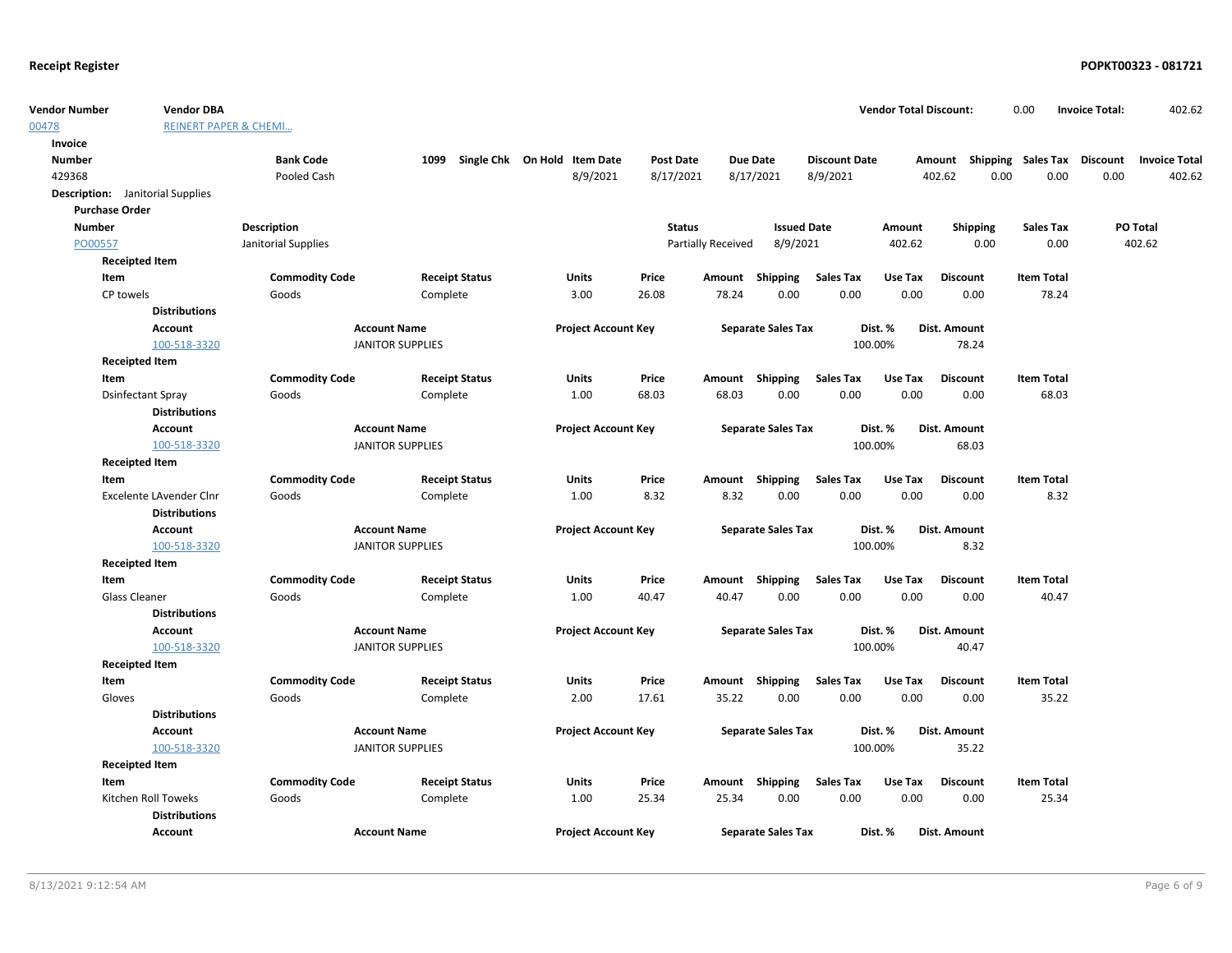**Receipt Register** — **POPKT00323 - 081721**

| Vendor Number | Vendor DBA | Vendor Total Discount: | 0.00 | Invoice Total: | 402.62 |
|---|---|---|---|---|---|
| 00478 | REINERT PAPER & CHEMI... | | | | |

**Invoice**

| Number | Bank Code | 1099 | Single Chk | On Hold | Item Date | Post Date | Due Date | Discount Date | Amount | Shipping | Sales Tax | Discount | Invoice Total |
|---|---|---|---|---|---|---|---|---|---|---|---|---|---|
| 429368 | Pooled Cash | | | | 8/9/2021 | 8/17/2021 | 8/17/2021 | 8/9/2021 | 402.62 | 0.00 | 0.00 | 0.00 | 402.62 |

**Description:** Janitorial Supplies

**Purchase Order**

| Number | Description | Status | Issued Date | Amount | Shipping | Sales Tax | PO Total |
|---|---|---|---|---|---|---|---|
| PO00557 | Janitorial Supplies | Partially Received | 8/9/2021 | 402.62 | 0.00 | 0.00 | 402.62 |

**Receipted Item**

| Item | Commodity Code | Receipt Status | Units | Price | Amount | Shipping | Sales Tax | Use Tax | Discount | Item Total |
|---|---|---|---|---|---|---|---|---|---|---|
| CP towels | Goods | Complete | 3.00 | 26.08 | 78.24 | 0.00 | 0.00 | 0.00 | 0.00 | 78.24 |

**Distributions**

| Account | Account Name | Project Account Key | Separate Sales Tax | Dist. % | Dist. Amount |
|---|---|---|---|---|---|
| 100-518-3320 | JANITOR SUPPLIES | | | 100.00% | 78.24 |

**Receipted Item**

| Item | Commodity Code | Receipt Status | Units | Price | Amount | Shipping | Sales Tax | Use Tax | Discount | Item Total |
|---|---|---|---|---|---|---|---|---|---|---|
| Dsinfectant Spray | Goods | Complete | 1.00 | 68.03 | 68.03 | 0.00 | 0.00 | 0.00 | 0.00 | 68.03 |

**Distributions**

| Account | Account Name | Project Account Key | Separate Sales Tax | Dist. % | Dist. Amount |
|---|---|---|---|---|---|
| 100-518-3320 | JANITOR SUPPLIES | | | 100.00% | 68.03 |

**Receipted Item**

| Item | Commodity Code | Receipt Status | Units | Price | Amount | Shipping | Sales Tax | Use Tax | Discount | Item Total |
|---|---|---|---|---|---|---|---|---|---|---|
| Excelente LAvender Clnr | Goods | Complete | 1.00 | 8.32 | 8.32 | 0.00 | 0.00 | 0.00 | 0.00 | 8.32 |

**Distributions**

| Account | Account Name | Project Account Key | Separate Sales Tax | Dist. % | Dist. Amount |
|---|---|---|---|---|---|
| 100-518-3320 | JANITOR SUPPLIES | | | 100.00% | 8.32 |

**Receipted Item**

| Item | Commodity Code | Receipt Status | Units | Price | Amount | Shipping | Sales Tax | Use Tax | Discount | Item Total |
|---|---|---|---|---|---|---|---|---|---|---|
| Glass Cleaner | Goods | Complete | 1.00 | 40.47 | 40.47 | 0.00 | 0.00 | 0.00 | 0.00 | 40.47 |

**Distributions**

| Account | Account Name | Project Account Key | Separate Sales Tax | Dist. % | Dist. Amount |
|---|---|---|---|---|---|
| 100-518-3320 | JANITOR SUPPLIES | | | 100.00% | 40.47 |

**Receipted Item**

| Item | Commodity Code | Receipt Status | Units | Price | Amount | Shipping | Sales Tax | Use Tax | Discount | Item Total |
|---|---|---|---|---|---|---|---|---|---|---|
| Gloves | Goods | Complete | 2.00 | 17.61 | 35.22 | 0.00 | 0.00 | 0.00 | 0.00 | 35.22 |

**Distributions**

| Account | Account Name | Project Account Key | Separate Sales Tax | Dist. % | Dist. Amount |
|---|---|---|---|---|---|
| 100-518-3320 | JANITOR SUPPLIES | | | 100.00% | 35.22 |

**Receipted Item**

| Item | Commodity Code | Receipt Status | Units | Price | Amount | Shipping | Sales Tax | Use Tax | Discount | Item Total |
|---|---|---|---|---|---|---|---|---|---|---|
| Kitchen Roll Toweks | Goods | Complete | 1.00 | 25.34 | 25.34 | 0.00 | 0.00 | 0.00 | 0.00 | 25.34 |

**Distributions**

| Account | Account Name | Project Account Key | Separate Sales Tax | Dist. % | Dist. Amount |
|---|---|---|---|---|---|

8/13/2021 9:12:54 AM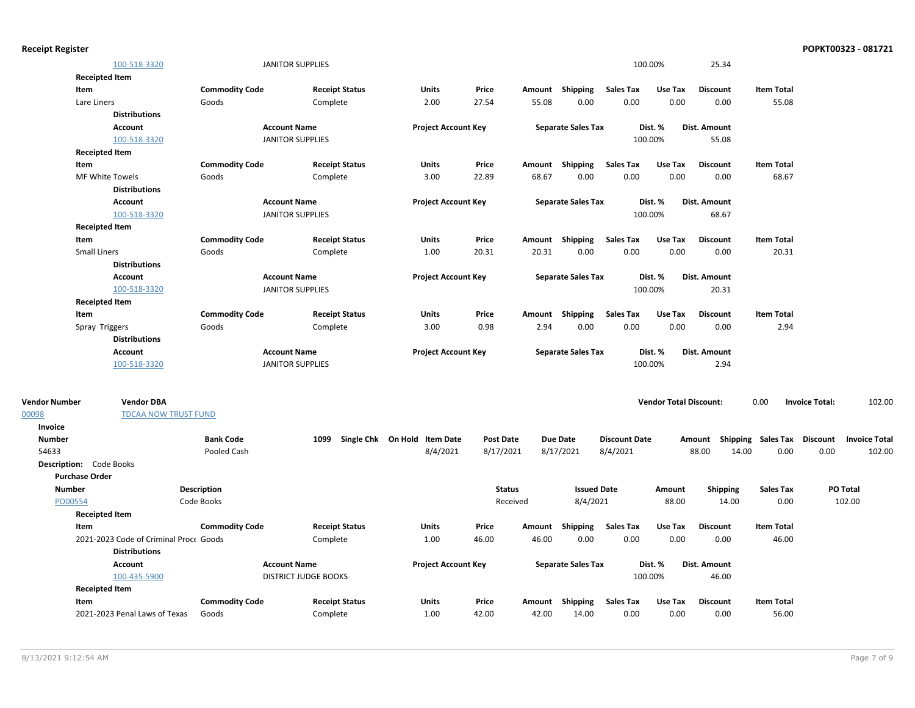| Account | Account Name | Project Account Key | Separate Sales Tax | Dist. % | Dist. Amount |
|---|---|---|---|---|---|
| 100-518-3320 | JANITOR SUPPLIES | | | 100.00% | 25.34 |

**Receipted Item**

| Item | Commodity Code | Receipt Status | Units | Price | Amount | Shipping | Sales Tax | Use Tax | Discount | Item Total |
|---|---|---|---|---|---|---|---|---|---|---|
| Lare Liners | Goods | Complete | 2.00 | 27.54 | 55.08 | 0.00 | 0.00 | 0.00 | 0.00 | 55.08 |

**Distributions**

| Account | Account Name | Project Account Key | Separate Sales Tax | Dist. % | Dist. Amount |
|---|---|---|---|---|---|
| 100-518-3320 | JANITOR SUPPLIES | | | 100.00% | 55.08 |

**Receipted Item**

| Item | Commodity Code | Receipt Status | Units | Price | Amount | Shipping | Sales Tax | Use Tax | Discount | Item Total |
|---|---|---|---|---|---|---|---|---|---|---|
| MF White Towels | Goods | Complete | 3.00 | 22.89 | 68.67 | 0.00 | 0.00 | 0.00 | 0.00 | 68.67 |

**Distributions**

| Account | Account Name | Project Account Key | Separate Sales Tax | Dist. % | Dist. Amount |
|---|---|---|---|---|---|
| 100-518-3320 | JANITOR SUPPLIES | | | 100.00% | 68.67 |

**Receipted Item**

| Item | Commodity Code | Receipt Status | Units | Price | Amount | Shipping | Sales Tax | Use Tax | Discount | Item Total |
|---|---|---|---|---|---|---|---|---|---|---|
| Small Liners | Goods | Complete | 1.00 | 20.31 | 20.31 | 0.00 | 0.00 | 0.00 | 0.00 | 20.31 |

**Distributions**

| Account | Account Name | Project Account Key | Separate Sales Tax | Dist. % | Dist. Amount |
|---|---|---|---|---|---|
| 100-518-3320 | JANITOR SUPPLIES | | | 100.00% | 20.31 |

**Receipted Item**

| Item | Commodity Code | Receipt Status | Units | Price | Amount | Shipping | Sales Tax | Use Tax | Discount | Item Total |
|---|---|---|---|---|---|---|---|---|---|---|
| Spray Triggers | Goods | Complete | 3.00 | 0.98 | 2.94 | 0.00 | 0.00 | 0.00 | 0.00 | 2.94 |

**Distributions**

| Account | Account Name | Project Account Key | Separate Sales Tax | Dist. % | Dist. Amount |
|---|---|---|---|---|---|
| 100-518-3320 | JANITOR SUPPLIES | | | 100.00% | 2.94 |

| Vendor Number | Vendor DBA | Vendor Total Discount: | Invoice Total: |
|---|---|---|---|
| 00098 | TDCAA NOW TRUST FUND | 0.00 | 102.00 |

**Invoice**

| Number | Bank Code | 1099 | Single Chk | On Hold | Item Date | Post Date | Due Date | Discount Date | Amount | Shipping | Sales Tax | Discount | Invoice Total |
|---|---|---|---|---|---|---|---|---|---|---|---|---|---|
| 54633 | Pooled Cash | | | | 8/4/2021 | 8/17/2021 | 8/17/2021 | 8/4/2021 | 88.00 | 14.00 | 0.00 | 0.00 | 102.00 |

**Description:** Code Books

**Purchase Order**

| Number | Description | Status | Issued Date | Amount | Shipping | Sales Tax | PO Total |
|---|---|---|---|---|---|---|---|
| PO00554 | Code Books | Received | 8/4/2021 | 88.00 | 14.00 | 0.00 | 102.00 |

**Receipted Item**

| Item | Commodity Code | Receipt Status | Units | Price | Amount | Shipping | Sales Tax | Use Tax | Discount | Item Total |
|---|---|---|---|---|---|---|---|---|---|---|
| 2021-2023 Code of Criminal Proc | Goods | Complete | 1.00 | 46.00 | 46.00 | 0.00 | 0.00 | 0.00 | 0.00 | 46.00 |

**Distributions**

| Account | Account Name | Project Account Key | Separate Sales Tax | Dist. % | Dist. Amount |
|---|---|---|---|---|---|
| 100-435-5900 | DISTRICT JUDGE BOOKS | | | 100.00% | 46.00 |

**Receipted Item**

| Item | Commodity Code | Receipt Status | Units | Price | Amount | Shipping | Sales Tax | Use Tax | Discount | Item Total |
|---|---|---|---|---|---|---|---|---|---|---|
| 2021-2023 Penal Laws of Texas | Goods | Complete | 1.00 | 42.00 | 42.00 | 14.00 | 0.00 | 0.00 | 0.00 | 56.00 |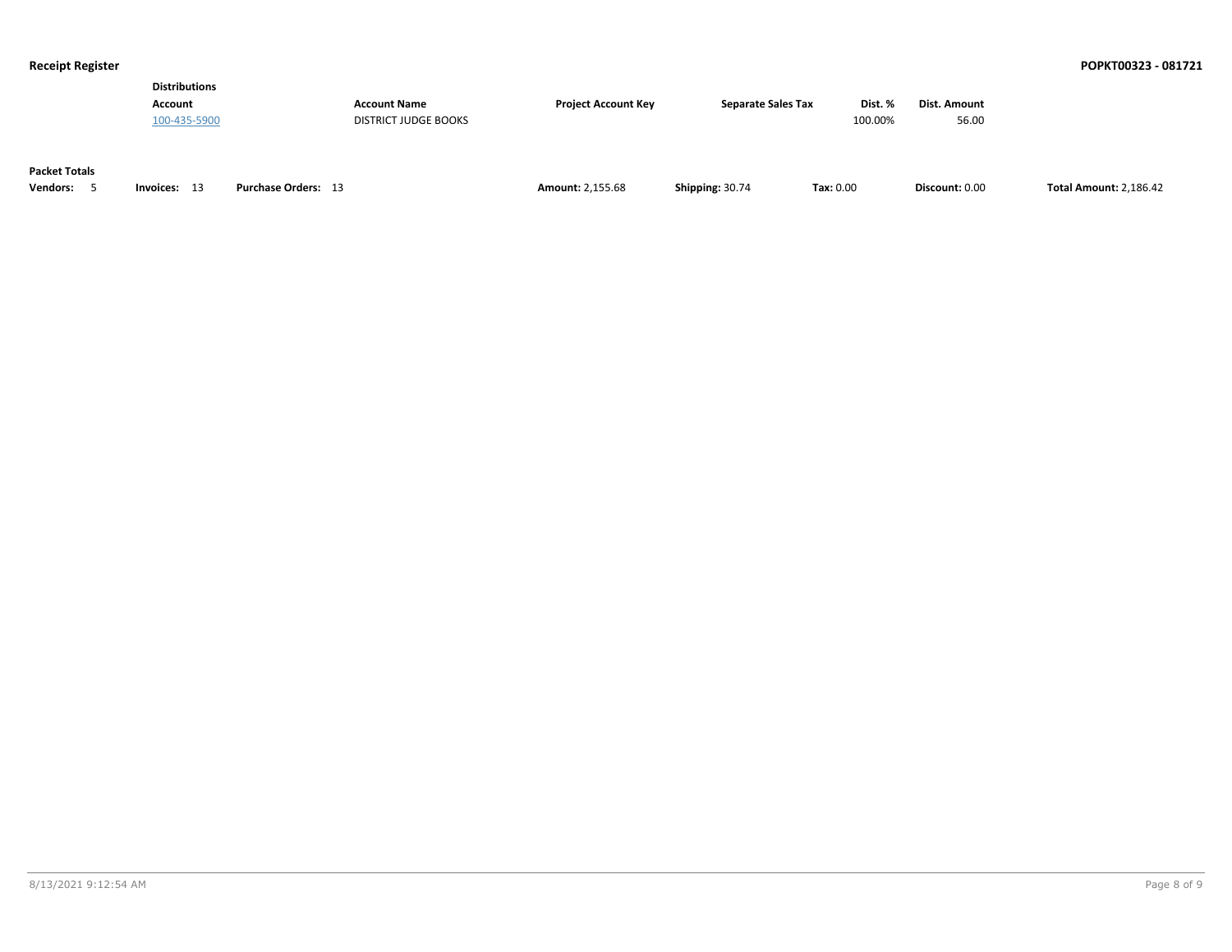**Receipt Register** **POPKT00323 - 081721**

**Distributions**

| Account | Account Name | Project Account Key | Separate Sales Tax | Dist. % | Dist. Amount |
|---|---|---|---|---|---|
| 100-435-5900 | DISTRICT JUDGE BOOKS | | | 100.00% | 56.00 |

**Packet Totals**

| Vendors: | Invoices: | Purchase Orders: | Amount: | Shipping: | Tax: | Discount: | Total Amount: |
|---|---|---|---|---|---|---|---|
| 5 | 13 | 13 | 2,155.68 | 30.74 | 0.00 | 0.00 | 2,186.42 |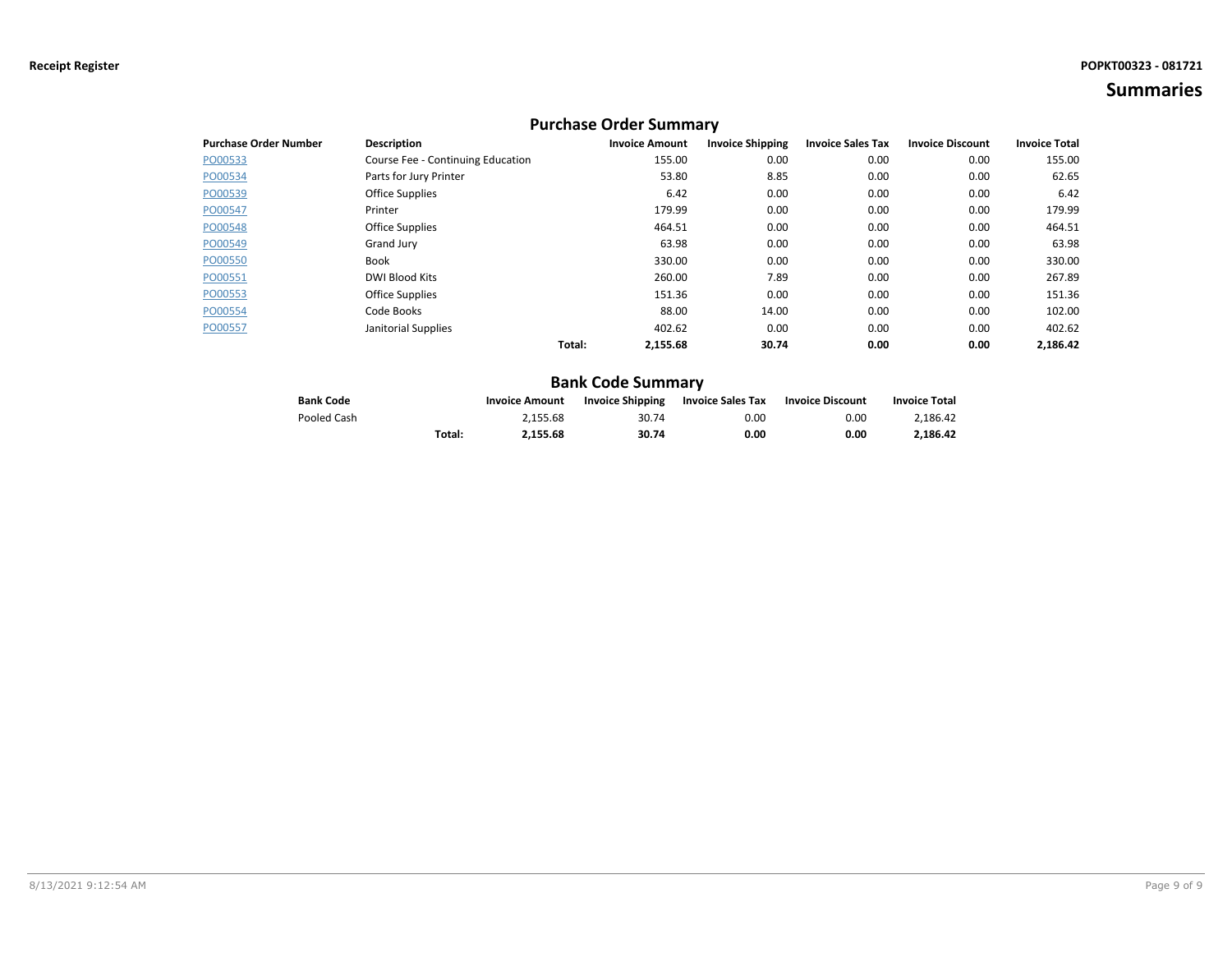**Receipt Register** | **POPKT00323 - 081721**

# Summaries

## Purchase Order Summary

| Purchase Order Number | Description | | Invoice Amount | Invoice Shipping | Invoice Sales Tax | Invoice Discount | Invoice Total |
|---|---|---|---|---|---|---|---|
| PO00533 | Course Fee - Continuing Education | | 155.00 | 0.00 | 0.00 | 0.00 | 155.00 |
| PO00534 | Parts for Jury Printer | | 53.80 | 8.85 | 0.00 | 0.00 | 62.65 |
| PO00539 | Office Supplies | | 6.42 | 0.00 | 0.00 | 0.00 | 6.42 |
| PO00547 | Printer | | 179.99 | 0.00 | 0.00 | 0.00 | 179.99 |
| PO00548 | Office Supplies | | 464.51 | 0.00 | 0.00 | 0.00 | 464.51 |
| PO00549 | Grand Jury | | 63.98 | 0.00 | 0.00 | 0.00 | 63.98 |
| PO00550 | Book | | 330.00 | 0.00 | 0.00 | 0.00 | 330.00 |
| PO00551 | DWI Blood Kits | | 260.00 | 7.89 | 0.00 | 0.00 | 267.89 |
| PO00553 | Office Supplies | | 151.36 | 0.00 | 0.00 | 0.00 | 151.36 |
| PO00554 | Code Books | | 88.00 | 14.00 | 0.00 | 0.00 | 102.00 |
| PO00557 | Janitorial Supplies | | 402.62 | 0.00 | 0.00 | 0.00 | 402.62 |
| | | **Total:** | **2,155.68** | **30.74** | **0.00** | **0.00** | **2,186.42** |

## Bank Code Summary

| Bank Code | | Invoice Amount | Invoice Shipping | Invoice Sales Tax | Invoice Discount | Invoice Total |
|---|---|---|---|---|---|---|
| Pooled Cash | | 2,155.68 | 30.74 | 0.00 | 0.00 | 2,186.42 |
| | **Total:** | **2,155.68** | **30.74** | **0.00** | **0.00** | **2,186.42** |

8/13/2021 9:12:54 AM